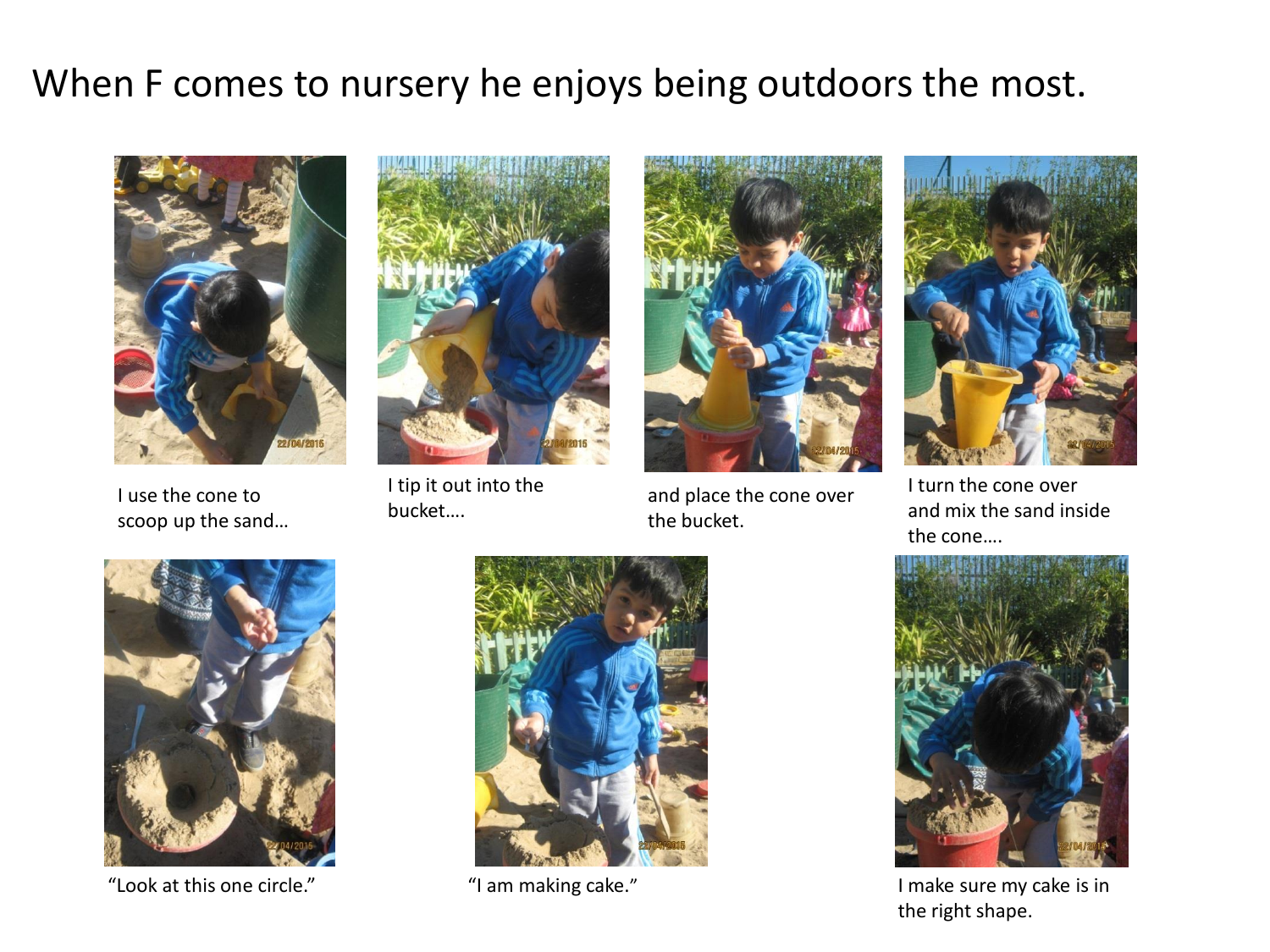# When F comes to nursery he enjoys being outdoors the most.

I use the cone to scoop up the sand…

I tip it out into the bucket….

and place the cone over the bucket.

I turn the cone over and mix the sand inside the cone….

"Look at this one circle."

"I am making cake."

I make sure my cake is in the right shape.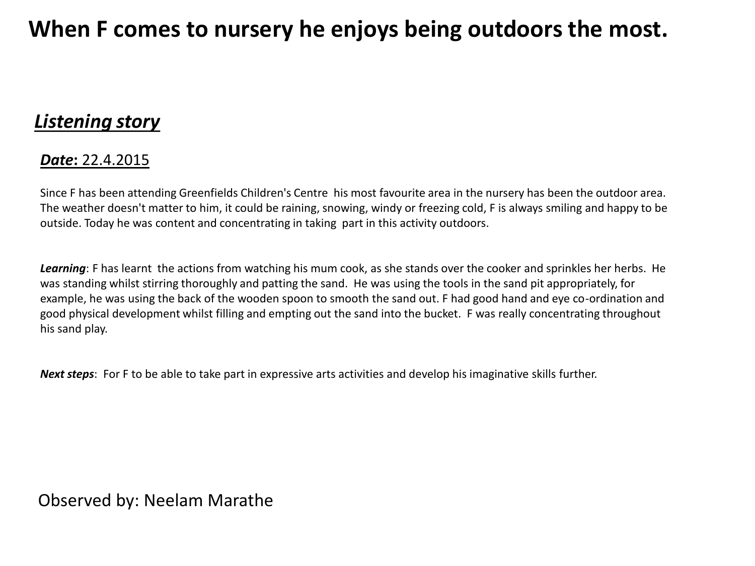# When F comes to nursery he enjoys being outdoors the most.

## *Listening story*

***Date*: 22.4.2015**

Since F has been attending Greenfields Children's Centre his most favourite area in the nursery has been the outdoor area. The weather doesn't matter to him, it could be raining, snowing, windy or freezing cold, F is always smiling and happy to be outside. Today he was content and concentrating in taking part in this activity outdoors.

***Learning***: F has learnt the actions from watching his mum cook, as she stands over the cooker and sprinkles her herbs. He was standing whilst stirring thoroughly and patting the sand. He was using the tools in the sand pit appropriately, for example, he was using the back of the wooden spoon to smooth the sand out. F had good hand and eye co-ordination and good physical development whilst filling and empting out the sand into the bucket. F was really concentrating throughout his sand play.

***Next steps***: For F to be able to take part in expressive arts activities and develop his imaginative skills further.

Observed by: Neelam Marathe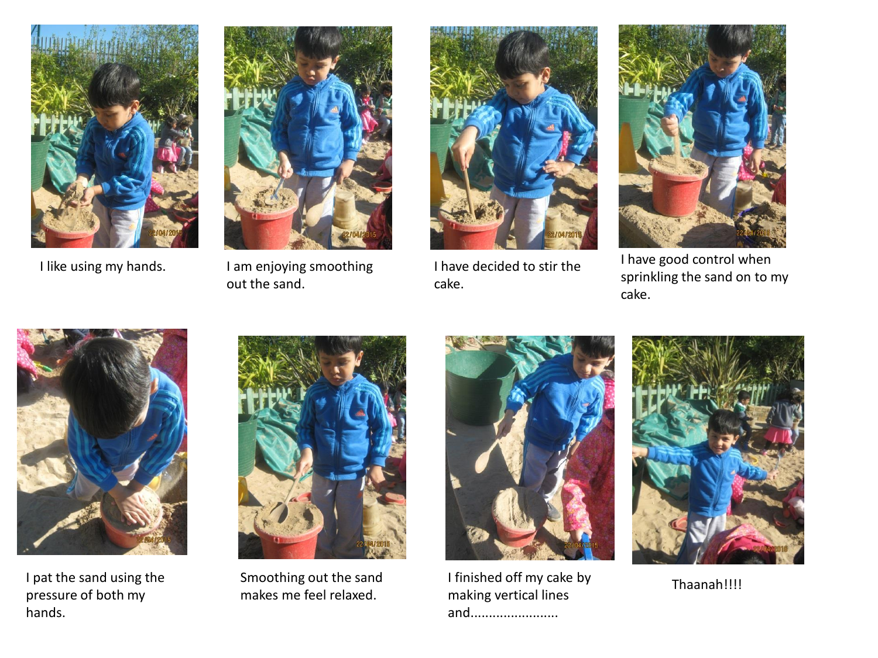I like using my hands.

I am enjoying smoothing out the sand.

I have decided to stir the cake.

I have good control when sprinkling the sand on to my cake.

I pat the sand using the pressure of both my hands.

Smoothing out the sand makes me feel relaxed.

I finished off my cake by making vertical lines and.......................

Thaanah!!!!